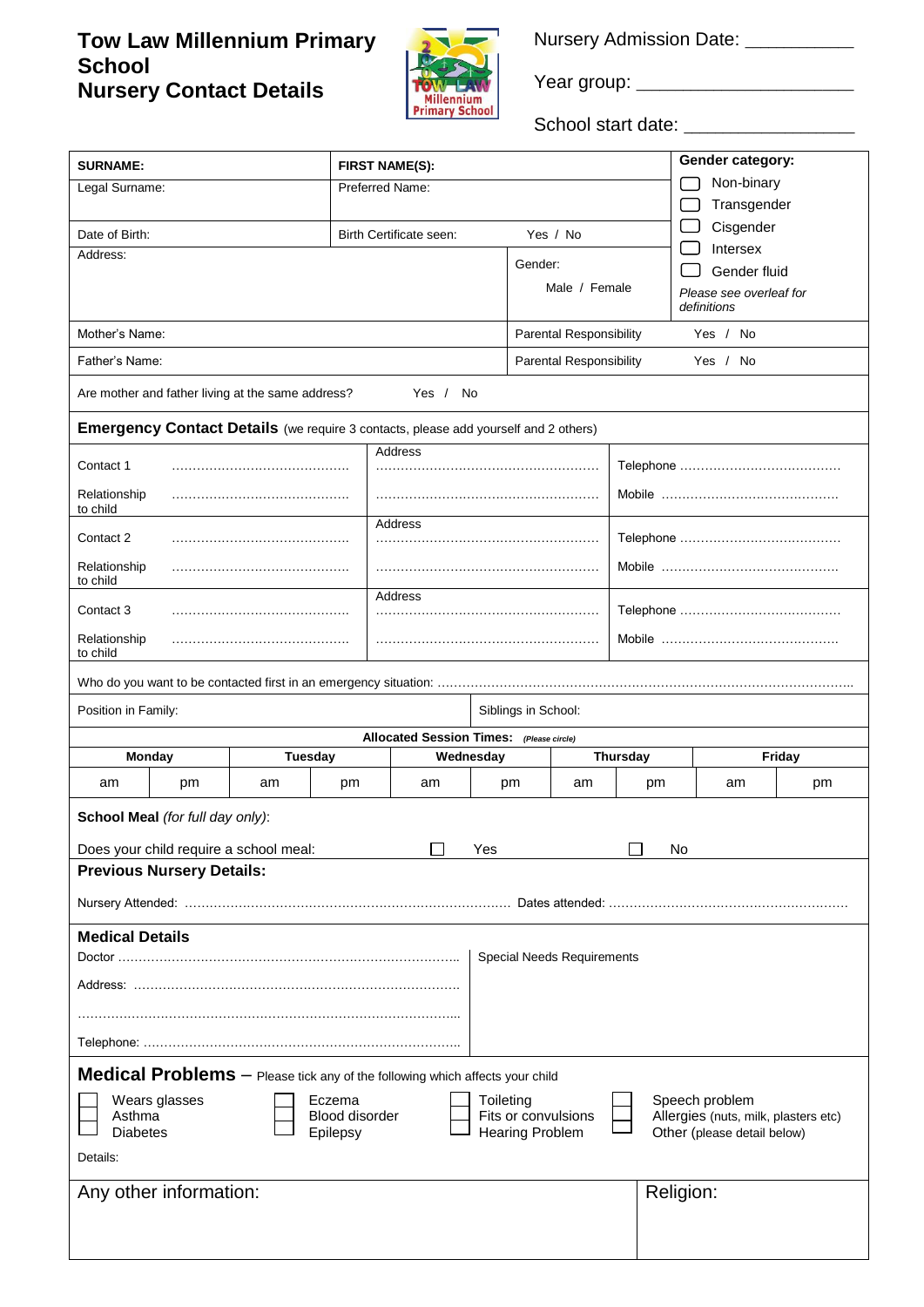# Tow Law Millennium Primary School
## Nursery Contact Details

Nursery Admission Date: ___________

Year group: ______________________

School start date: _________________

| SURNAME: | FIRST NAME(S): | | Gender category: |
|---|---|---|---|
| Legal Surname: | Preferred Name: | | ☐ Non-binary<br>☐ Transgender<br>☐ Cisgender<br>☐ Intersex<br>☐ Gender fluid<br>*Please see overleaf for definitions* |
| Date of Birth: | Birth Certificate seen: Yes / No | | |
| Address: | | Gender: Male / Female | |
| Mother's Name: | | Parental Responsibility Yes / No | |
| Father's Name: | | Parental Responsibility Yes / No | |

Are mother and father living at the same address? Yes / No

**Emergency Contact Details** (we require 3 contacts, please add yourself and 2 others)

| | | | |
|---|---|---|---|
| Contact 1 | ………………………………… | Address ……………………………………… | Telephone ……………………………… |
| Relationship to child | ………………………………… | ……………………………………… | Mobile ……………………………… |
| Contact 2 | ………………………………… | Address ……………………………………… | Telephone ……………………………… |
| Relationship to child | ………………………………… | ……………………………………… | Mobile ……………………………… |
| Contact 3 | ………………………………… | Address ……………………………………… | Telephone ……………………………… |
| Relationship to child | ………………………………… | ……………………………………… | Mobile ……………………………… |

Who do you want to be contacted first in an emergency situation: ……………………………………………………………………

Position in Family: | Siblings in School:

**Allocated Session Times:** *(Please circle)*

| Monday | | Tuesday | | Wednesday | | Thursday | | Friday | |
|---|---|---|---|---|---|---|---|---|---|
| am | pm | am | pm | am | pm | am | pm | am | pm |

**School Meal** *(for full day only)*:

Does your child require a school meal: ☐ Yes ☐ No

**Previous Nursery Details:**

Nursery Attended: …………………………………………………………… Dates attended: ……………………………………………

**Medical Details**

Doctor ……………………………………………………………………

Address: ……………………………………………………………………

……………………………………………………………………………

Telephone: ……………………………………………………………………

Special Needs Requirements

**Medical Problems** – Please tick any of the following which affects your child

| | | | |
|---|---|---|---|
| ☐ Wears glasses | ☐ Eczema | ☐ Toileting | ☐ Speech problem |
| ☐ Asthma | ☐ Blood disorder | ☐ Fits or convulsions | ☐ Allergies (nuts, milk, plasters etc) |
| ☐ Diabetes | ☐ Epilepsy | ☐ Hearing Problem | ☐ Other (please detail below) |

Details:

| Any other information: | Religion: |
|---|---|
| | |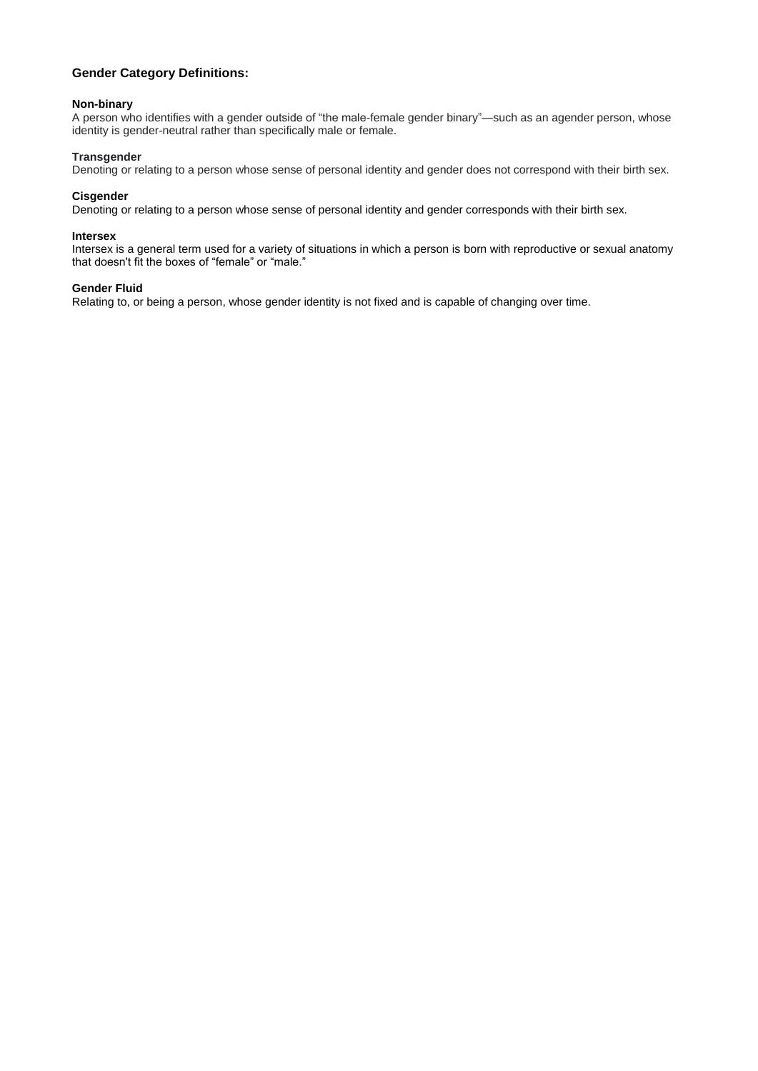## Gender Category Definitions:

**Non-binary**
A person who identifies with a gender outside of "the male-female gender binary"—such as an agender person, whose identity is gender-neutral rather than specifically male or female.

**Transgender**
Denoting or relating to a person whose sense of personal identity and gender does not correspond with their birth sex.

**Cisgender**
Denoting or relating to a person whose sense of personal identity and gender corresponds with their birth sex.

**Intersex**
Intersex is a general term used for a variety of situations in which a person is born with reproductive or sexual anatomy that doesn't fit the boxes of "female" or "male."

**Gender Fluid**
Relating to, or being a person, whose gender identity is not fixed and is capable of changing over time.